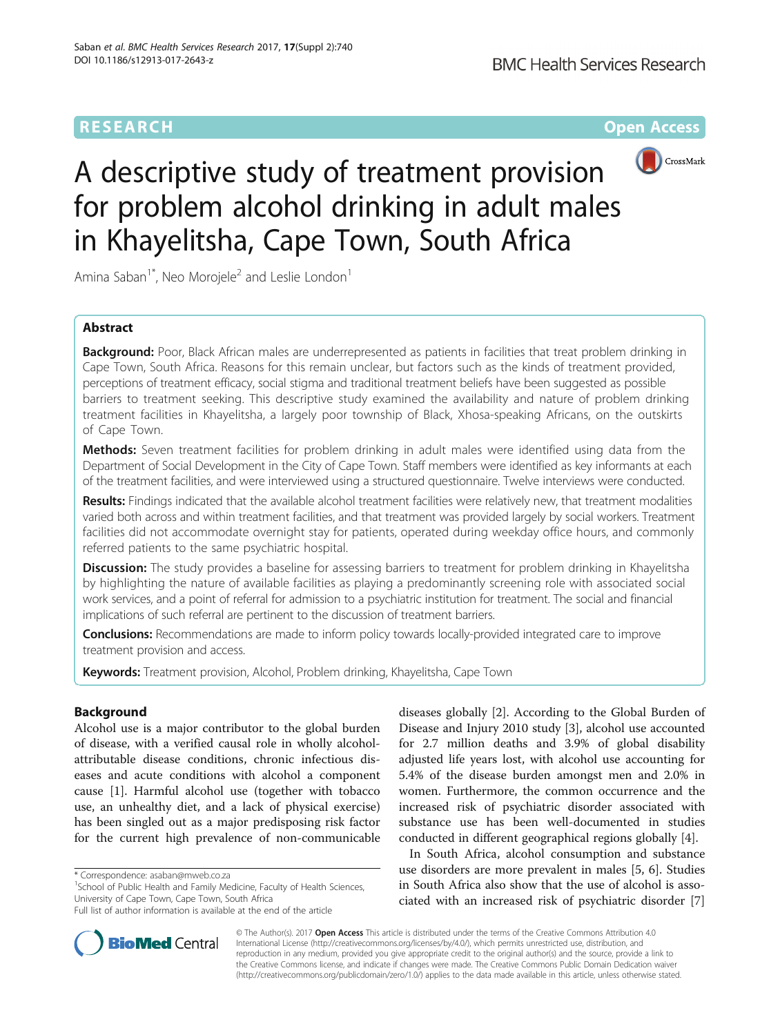RESEARCH

Open Access

# A descriptive study of treatment provision for problem alcohol drinking in adult males in Khayelitsha, Cape Town, South Africa

Amina Saban[1*], Neo Morojele[2] and Leslie London[1]

## Abstract

**Background:** Poor, Black African males are underrepresented as patients in facilities that treat problem drinking in Cape Town, South Africa. Reasons for this remain unclear, but factors such as the kinds of treatment provided, perceptions of treatment efficacy, social stigma and traditional treatment beliefs have been suggested as possible barriers to treatment seeking. This descriptive study examined the availability and nature of problem drinking treatment facilities in Khayelitsha, a largely poor township of Black, Xhosa-speaking Africans, on the outskirts of Cape Town.

**Methods:** Seven treatment facilities for problem drinking in adult males were identified using data from the Department of Social Development in the City of Cape Town. Staff members were identified as key informants at each of the treatment facilities, and were interviewed using a structured questionnaire. Twelve interviews were conducted.

**Results:** Findings indicated that the available alcohol treatment facilities were relatively new, that treatment modalities varied both across and within treatment facilities, and that treatment was provided largely by social workers. Treatment facilities did not accommodate overnight stay for patients, operated during weekday office hours, and commonly referred patients to the same psychiatric hospital.

**Discussion:** The study provides a baseline for assessing barriers to treatment for problem drinking in Khayelitsha by highlighting the nature of available facilities as playing a predominantly screening role with associated social work services, and a point of referral for admission to a psychiatric institution for treatment. The social and financial implications of such referral are pertinent to the discussion of treatment barriers.

**Conclusions:** Recommendations are made to inform policy towards locally-provided integrated care to improve treatment provision and access.

**Keywords:** Treatment provision, Alcohol, Problem drinking, Khayelitsha, Cape Town

## Background

Alcohol use is a major contributor to the global burden of disease, with a verified causal role in wholly alcohol-attributable disease conditions, chronic infectious diseases and acute conditions with alcohol a component cause [1]. Harmful alcohol use (together with tobacco use, an unhealthy diet, and a lack of physical exercise) has been singled out as a major predisposing risk factor for the current high prevalence of non-communicable diseases globally [2]. According to the Global Burden of Disease and Injury 2010 study [3], alcohol use accounted for 2.7 million deaths and 3.9% of global disability adjusted life years lost, with alcohol use accounting for 5.4% of the disease burden amongst men and 2.0% in women. Furthermore, the common occurrence and the increased risk of psychiatric disorder associated with substance use has been well-documented in studies conducted in different geographical regions globally [4].

In South Africa, alcohol consumption and substance use disorders are more prevalent in males [5, 6]. Studies in South Africa also show that the use of alcohol is associated with an increased risk of psychiatric disorder [7]

\* Correspondence: asaban@mweb.co.za
[1]School of Public Health and Family Medicine, Faculty of Health Sciences, University of Cape Town, Cape Town, South Africa
Full list of author information is available at the end of the article

© The Author(s). 2017 **Open Access** This article is distributed under the terms of the Creative Commons Attribution 4.0 International License (http://creativecommons.org/licenses/by/4.0/), which permits unrestricted use, distribution, and reproduction in any medium, provided you give appropriate credit to the original author(s) and the source, provide a link to the Creative Commons license, and indicate if changes were made. The Creative Commons Public Domain Dedication waiver (http://creativecommons.org/publicdomain/zero/1.0/) applies to the data made available in this article, unless otherwise stated.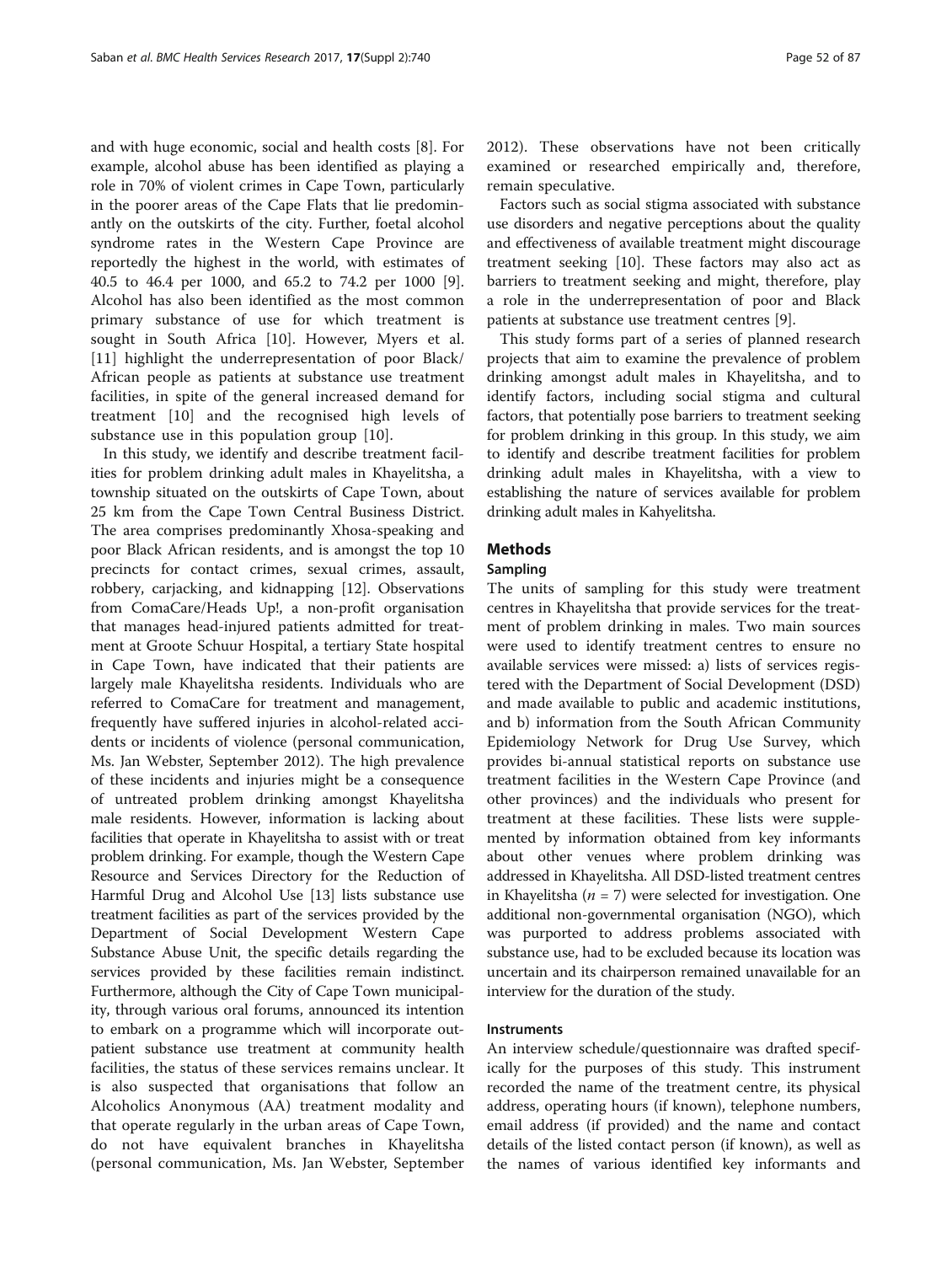and with huge economic, social and health costs [8]. For example, alcohol abuse has been identified as playing a role in 70% of violent crimes in Cape Town, particularly in the poorer areas of the Cape Flats that lie predominantly on the outskirts of the city. Further, foetal alcohol syndrome rates in the Western Cape Province are reportedly the highest in the world, with estimates of 40.5 to 46.4 per 1000, and 65.2 to 74.2 per 1000 [9]. Alcohol has also been identified as the most common primary substance of use for which treatment is sought in South Africa [10]. However, Myers et al. [11] highlight the underrepresentation of poor Black/African people as patients at substance use treatment facilities, in spite of the general increased demand for treatment [10] and the recognised high levels of substance use in this population group [10].

In this study, we identify and describe treatment facilities for problem drinking adult males in Khayelitsha, a township situated on the outskirts of Cape Town, about 25 km from the Cape Town Central Business District. The area comprises predominantly Xhosa-speaking and poor Black African residents, and is amongst the top 10 precincts for contact crimes, sexual crimes, assault, robbery, carjacking, and kidnapping [12]. Observations from ComaCare/Heads Up!, a non-profit organisation that manages head-injured patients admitted for treatment at Groote Schuur Hospital, a tertiary State hospital in Cape Town, have indicated that their patients are largely male Khayelitsha residents. Individuals who are referred to ComaCare for treatment and management, frequently have suffered injuries in alcohol-related accidents or incidents of violence (personal communication, Ms. Jan Webster, September 2012). The high prevalence of these incidents and injuries might be a consequence of untreated problem drinking amongst Khayelitsha male residents. However, information is lacking about facilities that operate in Khayelitsha to assist with or treat problem drinking. For example, though the Western Cape Resource and Services Directory for the Reduction of Harmful Drug and Alcohol Use [13] lists substance use treatment facilities as part of the services provided by the Department of Social Development Western Cape Substance Abuse Unit, the specific details regarding the services provided by these facilities remain indistinct. Furthermore, although the City of Cape Town municipality, through various oral forums, announced its intention to embark on a programme which will incorporate outpatient substance use treatment at community health facilities, the status of these services remains unclear. It is also suspected that organisations that follow an Alcoholics Anonymous (AA) treatment modality and that operate regularly in the urban areas of Cape Town, do not have equivalent branches in Khayelitsha (personal communication, Ms. Jan Webster, September 2012). These observations have not been critically examined or researched empirically and, therefore, remain speculative.

Factors such as social stigma associated with substance use disorders and negative perceptions about the quality and effectiveness of available treatment might discourage treatment seeking [10]. These factors may also act as barriers to treatment seeking and might, therefore, play a role in the underrepresentation of poor and Black patients at substance use treatment centres [9].

This study forms part of a series of planned research projects that aim to examine the prevalence of problem drinking amongst adult males in Khayelitsha, and to identify factors, including social stigma and cultural factors, that potentially pose barriers to treatment seeking for problem drinking in this group. In this study, we aim to identify and describe treatment facilities for problem drinking adult males in Khayelitsha, with a view to establishing the nature of services available for problem drinking adult males in Kahyelitsha.

## Methods

### Sampling

The units of sampling for this study were treatment centres in Khayelitsha that provide services for the treatment of problem drinking in males. Two main sources were used to identify treatment centres to ensure no available services were missed: a) lists of services registered with the Department of Social Development (DSD) and made available to public and academic institutions, and b) information from the South African Community Epidemiology Network for Drug Use Survey, which provides bi-annual statistical reports on substance use treatment facilities in the Western Cape Province (and other provinces) and the individuals who present for treatment at these facilities. These lists were supplemented by information obtained from key informants about other venues where problem drinking was addressed in Khayelitsha. All DSD-listed treatment centres in Khayelitsha ($n = 7$) were selected for investigation. One additional non-governmental organisation (NGO), which was purported to address problems associated with substance use, had to be excluded because its location was uncertain and its chairperson remained unavailable for an interview for the duration of the study.

### Instruments

An interview schedule/questionnaire was drafted specifically for the purposes of this study. This instrument recorded the name of the treatment centre, its physical address, operating hours (if known), telephone numbers, email address (if provided) and the name and contact details of the listed contact person (if known), as well as the names of various identified key informants and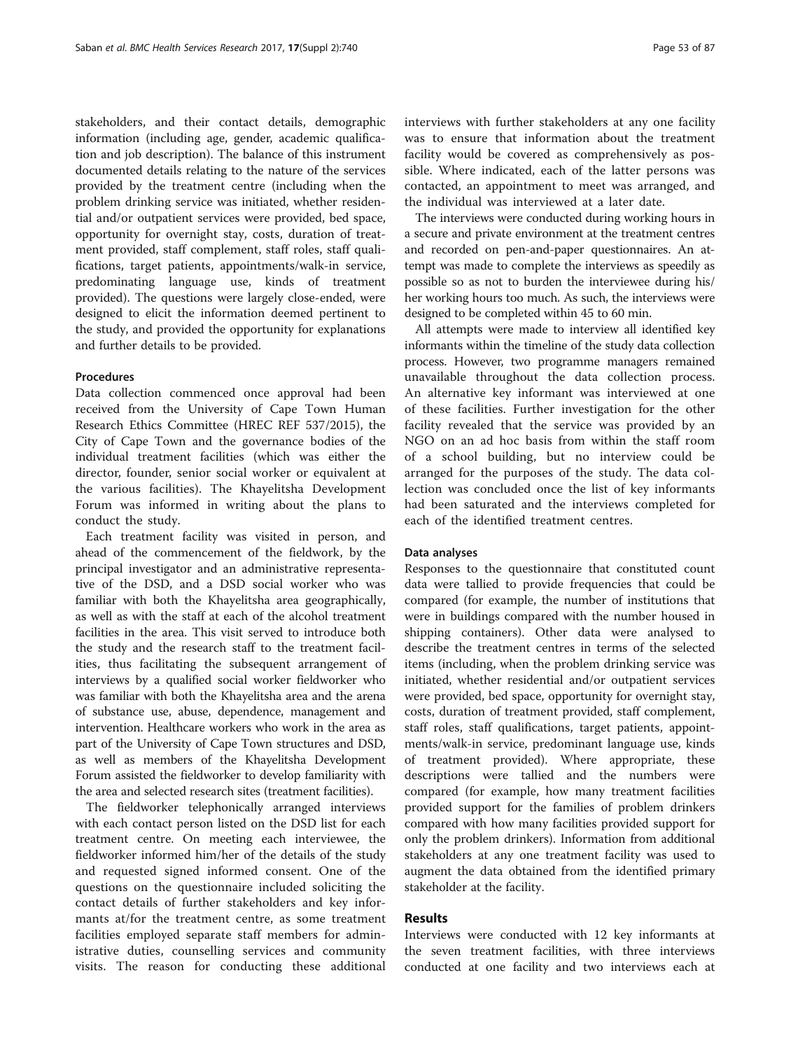stakeholders, and their contact details, demographic information (including age, gender, academic qualification and job description). The balance of this instrument documented details relating to the nature of the services provided by the treatment centre (including when the problem drinking service was initiated, whether residential and/or outpatient services were provided, bed space, opportunity for overnight stay, costs, duration of treatment provided, staff complement, staff roles, staff qualifications, target patients, appointments/walk-in service, predominating language use, kinds of treatment provided). The questions were largely close-ended, were designed to elicit the information deemed pertinent to the study, and provided the opportunity for explanations and further details to be provided.

### Procedures

Data collection commenced once approval had been received from the University of Cape Town Human Research Ethics Committee (HREC REF 537/2015), the City of Cape Town and the governance bodies of the individual treatment facilities (which was either the director, founder, senior social worker or equivalent at the various facilities). The Khayelitsha Development Forum was informed in writing about the plans to conduct the study.

Each treatment facility was visited in person, and ahead of the commencement of the fieldwork, by the principal investigator and an administrative representative of the DSD, and a DSD social worker who was familiar with both the Khayelitsha area geographically, as well as with the staff at each of the alcohol treatment facilities in the area. This visit served to introduce both the study and the research staff to the treatment facilities, thus facilitating the subsequent arrangement of interviews by a qualified social worker fieldworker who was familiar with both the Khayelitsha area and the arena of substance use, abuse, dependence, management and intervention. Healthcare workers who work in the area as part of the University of Cape Town structures and DSD, as well as members of the Khayelitsha Development Forum assisted the fieldworker to develop familiarity with the area and selected research sites (treatment facilities).

The fieldworker telephonically arranged interviews with each contact person listed on the DSD list for each treatment centre. On meeting each interviewee, the fieldworker informed him/her of the details of the study and requested signed informed consent. One of the questions on the questionnaire included soliciting the contact details of further stakeholders and key informants at/for the treatment centre, as some treatment facilities employed separate staff members for administrative duties, counselling services and community visits. The reason for conducting these additional interviews with further stakeholders at any one facility was to ensure that information about the treatment facility would be covered as comprehensively as possible. Where indicated, each of the latter persons was contacted, an appointment to meet was arranged, and the individual was interviewed at a later date.

The interviews were conducted during working hours in a secure and private environment at the treatment centres and recorded on pen-and-paper questionnaires. An attempt was made to complete the interviews as speedily as possible so as not to burden the interviewee during his/her working hours too much. As such, the interviews were designed to be completed within 45 to 60 min.

All attempts were made to interview all identified key informants within the timeline of the study data collection process. However, two programme managers remained unavailable throughout the data collection process. An alternative key informant was interviewed at one of these facilities. Further investigation for the other facility revealed that the service was provided by an NGO on an ad hoc basis from within the staff room of a school building, but no interview could be arranged for the purposes of the study. The data collection was concluded once the list of key informants had been saturated and the interviews completed for each of the identified treatment centres.

### Data analyses

Responses to the questionnaire that constituted count data were tallied to provide frequencies that could be compared (for example, the number of institutions that were in buildings compared with the number housed in shipping containers). Other data were analysed to describe the treatment centres in terms of the selected items (including, when the problem drinking service was initiated, whether residential and/or outpatient services were provided, bed space, opportunity for overnight stay, costs, duration of treatment provided, staff complement, staff roles, staff qualifications, target patients, appointments/walk-in service, predominant language use, kinds of treatment provided). Where appropriate, these descriptions were tallied and the numbers were compared (for example, how many treatment facilities provided support for the families of problem drinkers compared with how many facilities provided support for only the problem drinkers). Information from additional stakeholders at any one treatment facility was used to augment the data obtained from the identified primary stakeholder at the facility.

## Results

Interviews were conducted with 12 key informants at the seven treatment facilities, with three interviews conducted at one facility and two interviews each at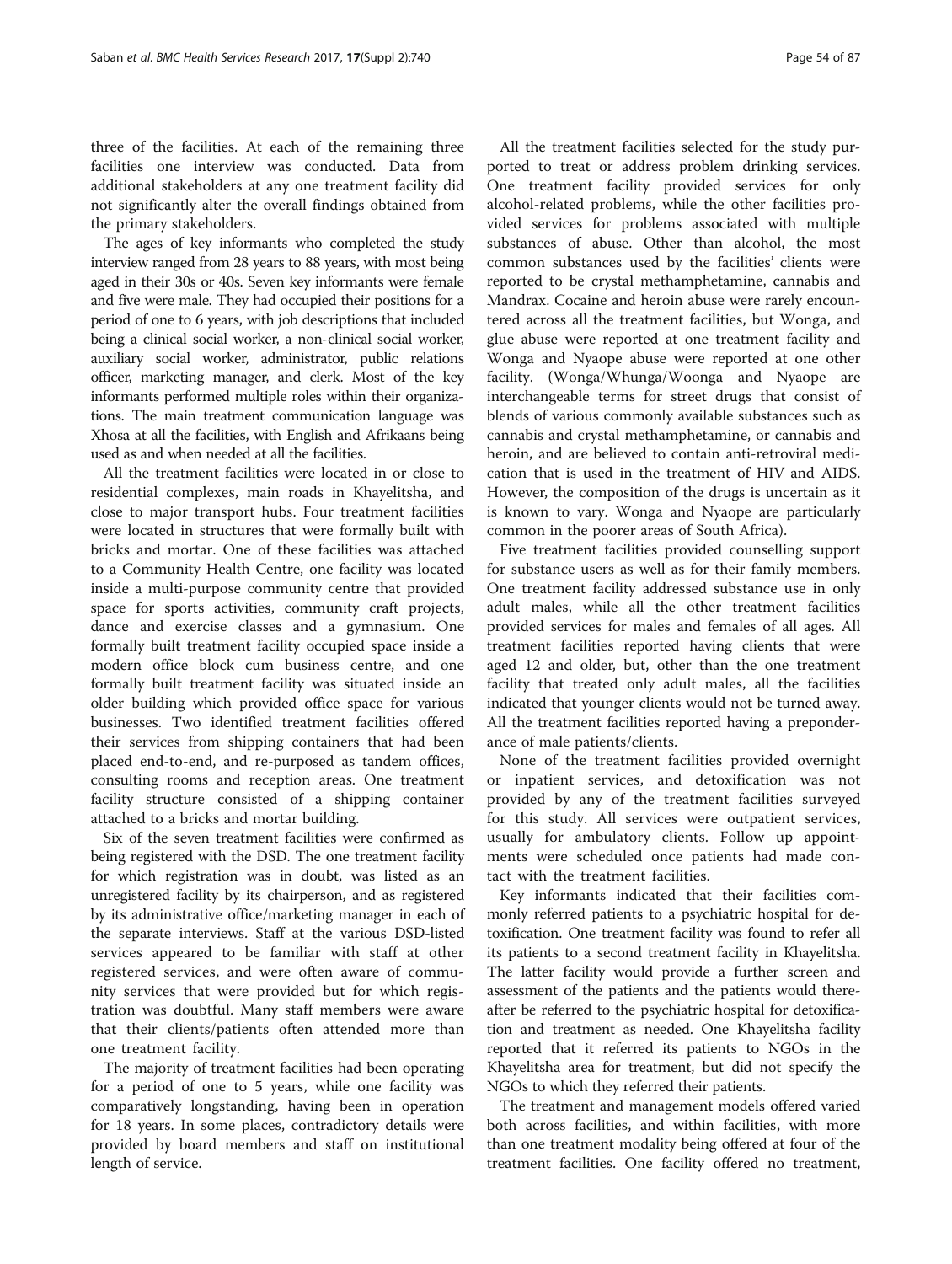three of the facilities. At each of the remaining three facilities one interview was conducted. Data from additional stakeholders at any one treatment facility did not significantly alter the overall findings obtained from the primary stakeholders.

The ages of key informants who completed the study interview ranged from 28 years to 88 years, with most being aged in their 30s or 40s. Seven key informants were female and five were male. They had occupied their positions for a period of one to 6 years, with job descriptions that included being a clinical social worker, a non-clinical social worker, auxiliary social worker, administrator, public relations officer, marketing manager, and clerk. Most of the key informants performed multiple roles within their organizations. The main treatment communication language was Xhosa at all the facilities, with English and Afrikaans being used as and when needed at all the facilities.

All the treatment facilities were located in or close to residential complexes, main roads in Khayelitsha, and close to major transport hubs. Four treatment facilities were located in structures that were formally built with bricks and mortar. One of these facilities was attached to a Community Health Centre, one facility was located inside a multi-purpose community centre that provided space for sports activities, community craft projects, dance and exercise classes and a gymnasium. One formally built treatment facility occupied space inside a modern office block cum business centre, and one formally built treatment facility was situated inside an older building which provided office space for various businesses. Two identified treatment facilities offered their services from shipping containers that had been placed end-to-end, and re-purposed as tandem offices, consulting rooms and reception areas. One treatment facility structure consisted of a shipping container attached to a bricks and mortar building.

Six of the seven treatment facilities were confirmed as being registered with the DSD. The one treatment facility for which registration was in doubt, was listed as an unregistered facility by its chairperson, and as registered by its administrative office/marketing manager in each of the separate interviews. Staff at the various DSD-listed services appeared to be familiar with staff at other registered services, and were often aware of community services that were provided but for which registration was doubtful. Many staff members were aware that their clients/patients often attended more than one treatment facility.

The majority of treatment facilities had been operating for a period of one to 5 years, while one facility was comparatively longstanding, having been in operation for 18 years. In some places, contradictory details were provided by board members and staff on institutional length of service.

All the treatment facilities selected for the study purported to treat or address problem drinking services. One treatment facility provided services for only alcohol-related problems, while the other facilities provided services for problems associated with multiple substances of abuse. Other than alcohol, the most common substances used by the facilities' clients were reported to be crystal methamphetamine, cannabis and Mandrax. Cocaine and heroin abuse were rarely encountered across all the treatment facilities, but Wonga, and glue abuse were reported at one treatment facility and Wonga and Nyaope abuse were reported at one other facility. (Wonga/Whunga/Woonga and Nyaope are interchangeable terms for street drugs that consist of blends of various commonly available substances such as cannabis and crystal methamphetamine, or cannabis and heroin, and are believed to contain anti-retroviral medication that is used in the treatment of HIV and AIDS. However, the composition of the drugs is uncertain as it is known to vary. Wonga and Nyaope are particularly common in the poorer areas of South Africa).

Five treatment facilities provided counselling support for substance users as well as for their family members. One treatment facility addressed substance use in only adult males, while all the other treatment facilities provided services for males and females of all ages. All treatment facilities reported having clients that were aged 12 and older, but, other than the one treatment facility that treated only adult males, all the facilities indicated that younger clients would not be turned away. All the treatment facilities reported having a preponderance of male patients/clients.

None of the treatment facilities provided overnight or inpatient services, and detoxification was not provided by any of the treatment facilities surveyed for this study. All services were outpatient services, usually for ambulatory clients. Follow up appointments were scheduled once patients had made contact with the treatment facilities.

Key informants indicated that their facilities commonly referred patients to a psychiatric hospital for detoxification. One treatment facility was found to refer all its patients to a second treatment facility in Khayelitsha. The latter facility would provide a further screen and assessment of the patients and the patients would thereafter be referred to the psychiatric hospital for detoxification and treatment as needed. One Khayelitsha facility reported that it referred its patients to NGOs in the Khayelitsha area for treatment, but did not specify the NGOs to which they referred their patients.

The treatment and management models offered varied both across facilities, and within facilities, with more than one treatment modality being offered at four of the treatment facilities. One facility offered no treatment,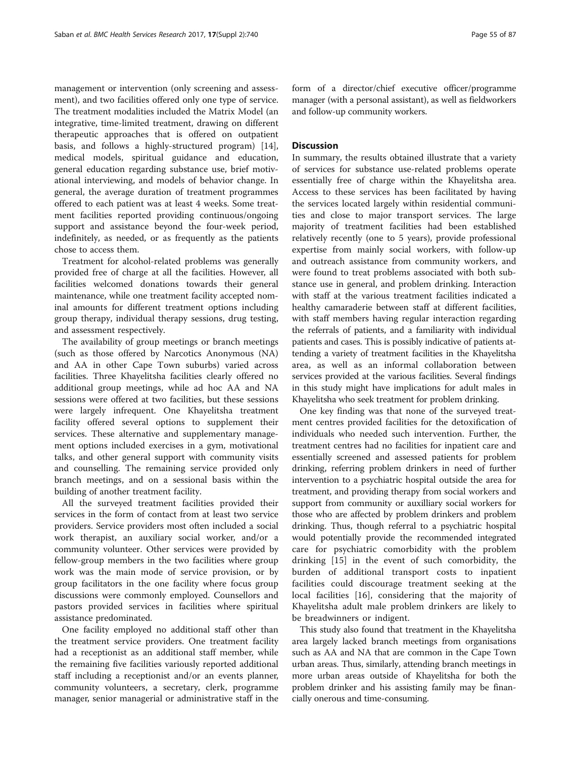management or intervention (only screening and assessment), and two facilities offered only one type of service. The treatment modalities included the Matrix Model (an integrative, time-limited treatment, drawing on different therapeutic approaches that is offered on outpatient basis, and follows a highly-structured program) [14], medical models, spiritual guidance and education, general education regarding substance use, brief motivational interviewing, and models of behavior change. In general, the average duration of treatment programmes offered to each patient was at least 4 weeks. Some treatment facilities reported providing continuous/ongoing support and assistance beyond the four-week period, indefinitely, as needed, or as frequently as the patients chose to access them.

Treatment for alcohol-related problems was generally provided free of charge at all the facilities. However, all facilities welcomed donations towards their general maintenance, while one treatment facility accepted nominal amounts for different treatment options including group therapy, individual therapy sessions, drug testing, and assessment respectively.

The availability of group meetings or branch meetings (such as those offered by Narcotics Anonymous (NA) and AA in other Cape Town suburbs) varied across facilities. Three Khayelitsha facilities clearly offered no additional group meetings, while ad hoc AA and NA sessions were offered at two facilities, but these sessions were largely infrequent. One Khayelitsha treatment facility offered several options to supplement their services. These alternative and supplementary management options included exercises in a gym, motivational talks, and other general support with community visits and counselling. The remaining service provided only branch meetings, and on a sessional basis within the building of another treatment facility.

All the surveyed treatment facilities provided their services in the form of contact from at least two service providers. Service providers most often included a social work therapist, an auxiliary social worker, and/or a community volunteer. Other services were provided by fellow-group members in the two facilities where group work was the main mode of service provision, or by group facilitators in the one facility where focus group discussions were commonly employed. Counsellors and pastors provided services in facilities where spiritual assistance predominated.

One facility employed no additional staff other than the treatment service providers. One treatment facility had a receptionist as an additional staff member, while the remaining five facilities variously reported additional staff including a receptionist and/or an events planner, community volunteers, a secretary, clerk, programme manager, senior managerial or administrative staff in the form of a director/chief executive officer/programme manager (with a personal assistant), as well as fieldworkers and follow-up community workers.

## Discussion

In summary, the results obtained illustrate that a variety of services for substance use-related problems operate essentially free of charge within the Khayelitsha area. Access to these services has been facilitated by having the services located largely within residential communities and close to major transport services. The large majority of treatment facilities had been established relatively recently (one to 5 years), provide professional expertise from mainly social workers, with follow-up and outreach assistance from community workers, and were found to treat problems associated with both substance use in general, and problem drinking. Interaction with staff at the various treatment facilities indicated a healthy camaraderie between staff at different facilities, with staff members having regular interaction regarding the referrals of patients, and a familiarity with individual patients and cases. This is possibly indicative of patients attending a variety of treatment facilities in the Khayelitsha area, as well as an informal collaboration between services provided at the various facilities. Several findings in this study might have implications for adult males in Khayelitsha who seek treatment for problem drinking.

One key finding was that none of the surveyed treatment centres provided facilities for the detoxification of individuals who needed such intervention. Further, the treatment centres had no facilities for inpatient care and essentially screened and assessed patients for problem drinking, referring problem drinkers in need of further intervention to a psychiatric hospital outside the area for treatment, and providing therapy from social workers and support from community or auxilliary social workers for those who are affected by problem drinkers and problem drinking. Thus, though referral to a psychiatric hospital would potentially provide the recommended integrated care for psychiatric comorbidity with the problem drinking [15] in the event of such comorbidity, the burden of additional transport costs to inpatient facilities could discourage treatment seeking at the local facilities [16], considering that the majority of Khayelitsha adult male problem drinkers are likely to be breadwinners or indigent.

This study also found that treatment in the Khayelitsha area largely lacked branch meetings from organisations such as AA and NA that are common in the Cape Town urban areas. Thus, similarly, attending branch meetings in more urban areas outside of Khayelitsha for both the problem drinker and his assisting family may be financially onerous and time-consuming.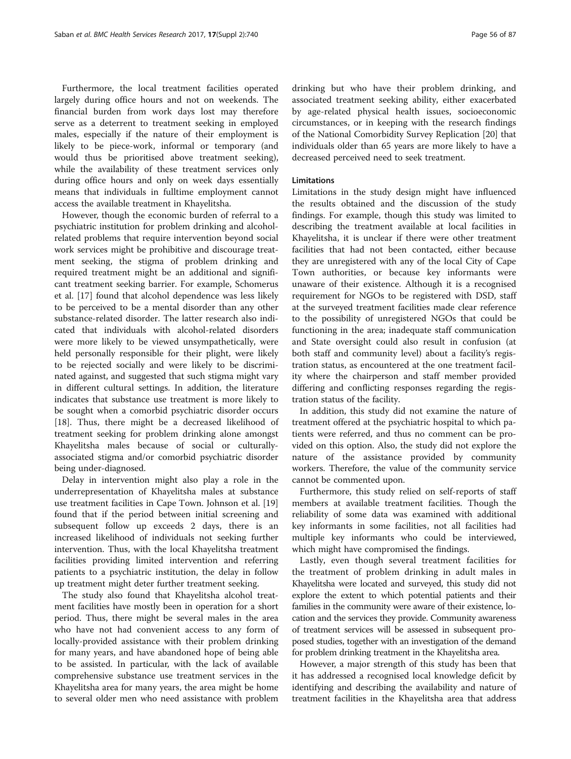Furthermore, the local treatment facilities operated largely during office hours and not on weekends. The financial burden from work days lost may therefore serve as a deterrent to treatment seeking in employed males, especially if the nature of their employment is likely to be piece-work, informal or temporary (and would thus be prioritised above treatment seeking), while the availability of these treatment services only during office hours and only on week days essentially means that individuals in fulltime employment cannot access the available treatment in Khayelitsha.

However, though the economic burden of referral to a psychiatric institution for problem drinking and alcohol-related problems that require intervention beyond social work services might be prohibitive and discourage treatment seeking, the stigma of problem drinking and required treatment might be an additional and significant treatment seeking barrier. For example, Schomerus et al. [17] found that alcohol dependence was less likely to be perceived to be a mental disorder than any other substance-related disorder. The latter research also indicated that individuals with alcohol-related disorders were more likely to be viewed unsympathetically, were held personally responsible for their plight, were likely to be rejected socially and were likely to be discriminated against, and suggested that such stigma might vary in different cultural settings. In addition, the literature indicates that substance use treatment is more likely to be sought when a comorbid psychiatric disorder occurs [18]. Thus, there might be a decreased likelihood of treatment seeking for problem drinking alone amongst Khayelitsha males because of social or culturally-associated stigma and/or comorbid psychiatric disorder being under-diagnosed.

Delay in intervention might also play a role in the underrepresentation of Khayelitsha males at substance use treatment facilities in Cape Town. Johnson et al. [19] found that if the period between initial screening and subsequent follow up exceeds 2 days, there is an increased likelihood of individuals not seeking further intervention. Thus, with the local Khayelitsha treatment facilities providing limited intervention and referring patients to a psychiatric institution, the delay in follow up treatment might deter further treatment seeking.

The study also found that Khayelitsha alcohol treatment facilities have mostly been in operation for a short period. Thus, there might be several males in the area who have not had convenient access to any form of locally-provided assistance with their problem drinking for many years, and have abandoned hope of being able to be assisted. In particular, with the lack of available comprehensive substance use treatment services in the Khayelitsha area for many years, the area might be home to several older men who need assistance with problem drinking but who have their problem drinking, and associated treatment seeking ability, either exacerbated by age-related physical health issues, socioeconomic circumstances, or in keeping with the research findings of the National Comorbidity Survey Replication [20] that individuals older than 65 years are more likely to have a decreased perceived need to seek treatment.

### Limitations

Limitations in the study design might have influenced the results obtained and the discussion of the study findings. For example, though this study was limited to describing the treatment available at local facilities in Khayelitsha, it is unclear if there were other treatment facilities that had not been contacted, either because they are unregistered with any of the local City of Cape Town authorities, or because key informants were unaware of their existence. Although it is a recognised requirement for NGOs to be registered with DSD, staff at the surveyed treatment facilities made clear reference to the possibility of unregistered NGOs that could be functioning in the area; inadequate staff communication and State oversight could also result in confusion (at both staff and community level) about a facility's registration status, as encountered at the one treatment facility where the chairperson and staff member provided differing and conflicting responses regarding the registration status of the facility.

In addition, this study did not examine the nature of treatment offered at the psychiatric hospital to which patients were referred, and thus no comment can be provided on this option. Also, the study did not explore the nature of the assistance provided by community workers. Therefore, the value of the community service cannot be commented upon.

Furthermore, this study relied on self-reports of staff members at available treatment facilities. Though the reliability of some data was examined with additional key informants in some facilities, not all facilities had multiple key informants who could be interviewed, which might have compromised the findings.

Lastly, even though several treatment facilities for the treatment of problem drinking in adult males in Khayelitsha were located and surveyed, this study did not explore the extent to which potential patients and their families in the community were aware of their existence, location and the services they provide. Community awareness of treatment services will be assessed in subsequent proposed studies, together with an investigation of the demand for problem drinking treatment in the Khayelitsha area.

However, a major strength of this study has been that it has addressed a recognised local knowledge deficit by identifying and describing the availability and nature of treatment facilities in the Khayelitsha area that address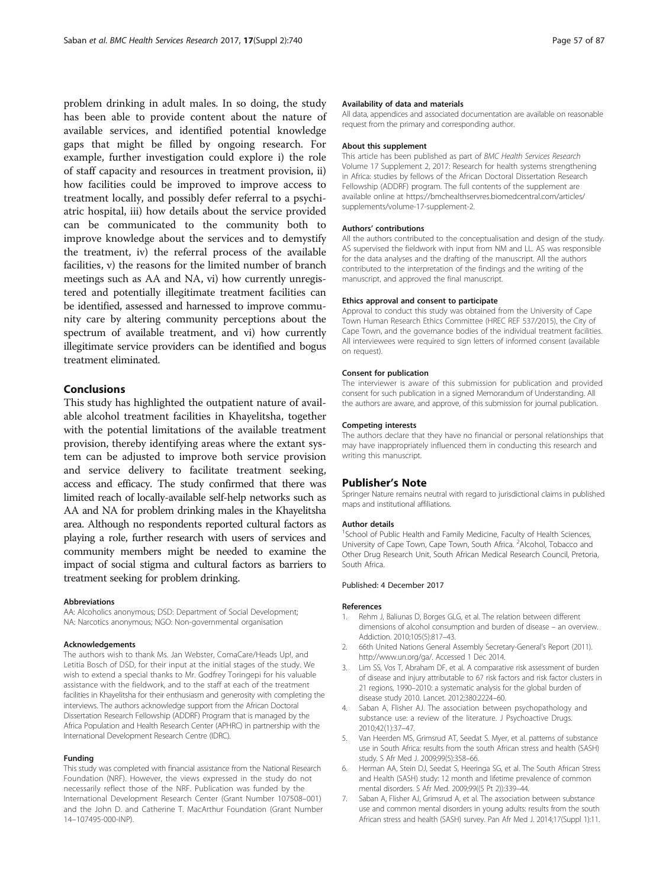problem drinking in adult males. In so doing, the study has been able to provide content about the nature of available services, and identified potential knowledge gaps that might be filled by ongoing research. For example, further investigation could explore i) the role of staff capacity and resources in treatment provision, ii) how facilities could be improved to improve access to treatment locally, and possibly defer referral to a psychiatric hospital, iii) how details about the service provided can be communicated to the community both to improve knowledge about the services and to demystify the treatment, iv) the referral process of the available facilities, v) the reasons for the limited number of branch meetings such as AA and NA, vi) how currently unregistered and potentially illegitimate treatment facilities can be identified, assessed and harnessed to improve community care by altering community perceptions about the spectrum of available treatment, and vi) how currently illegitimate service providers can be identified and bogus treatment eliminated.

## Conclusions

This study has highlighted the outpatient nature of available alcohol treatment facilities in Khayelitsha, together with the potential limitations of the available treatment provision, thereby identifying areas where the extant system can be adjusted to improve both service provision and service delivery to facilitate treatment seeking, access and efficacy. The study confirmed that there was limited reach of locally-available self-help networks such as AA and NA for problem drinking males in the Khayelitsha area. Although no respondents reported cultural factors as playing a role, further research with users of services and community members might be needed to examine the impact of social stigma and cultural factors as barriers to treatment seeking for problem drinking.

#### Abbreviations

AA: Alcoholics anonymous; DSD: Department of Social Development; NA: Narcotics anonymous; NGO: Non-governmental organisation

#### Acknowledgements

The authors wish to thank Ms. Jan Webster, ComaCare/Heads Up!, and Letitia Bosch of DSD, for their input at the initial stages of the study. We wish to extend a special thanks to Mr. Godfrey Toringepi for his valuable assistance with the fieldwork, and to the staff at each of the treatment facilities in Khayelitsha for their enthusiasm and generosity with completing the interviews. The authors acknowledge support from the African Doctoral Dissertation Research Fellowship (ADDRF) Program that is managed by the Africa Population and Health Research Center (APHRC) in partnership with the International Development Research Centre (IDRC).

#### Funding

This study was completed with financial assistance from the National Research Foundation (NRF). However, the views expressed in the study do not necessarily reflect those of the NRF. Publication was funded by the International Development Research Center (Grant Number 107508–001) and the John D. and Catherine T. MacArthur Foundation (Grant Number 14–107495-000-INP).

#### Availability of data and materials

All data, appendices and associated documentation are available on reasonable request from the primary and corresponding author.

#### About this supplement

This article has been published as part of *BMC Health Services Research* Volume 17 Supplement 2, 2017: Research for health systems strengthening in Africa: studies by fellows of the African Doctoral Dissertation Research Fellowship (ADDRF) program. The full contents of the supplement are available online at https://bmchealthservres.biomedcentral.com/articles/supplements/volume-17-supplement-2.

#### Authors' contributions

All the authors contributed to the conceptualisation and design of the study. AS supervised the fieldwork with input from NM and LL. AS was responsible for the data analyses and the drafting of the manuscript. All the authors contributed to the interpretation of the findings and the writing of the manuscript, and approved the final manuscript.

#### Ethics approval and consent to participate

Approval to conduct this study was obtained from the University of Cape Town Human Research Ethics Committee (HREC REF 537/2015), the City of Cape Town, and the governance bodies of the individual treatment facilities. All interviewees were required to sign letters of informed consent (available on request).

#### Consent for publication

The interviewer is aware of this submission for publication and provided consent for such publication in a signed Memorandum of Understanding. All the authors are aware, and approve, of this submission for journal publication.

#### Competing interests

The authors declare that they have no financial or personal relationships that may have inappropriately influenced them in conducting this research and writing this manuscript.

## Publisher's Note

Springer Nature remains neutral with regard to jurisdictional claims in published maps and institutional affiliations.

#### Author details

[1]School of Public Health and Family Medicine, Faculty of Health Sciences, University of Cape Town, Cape Town, South Africa. [2]Alcohol, Tobacco and Other Drug Research Unit, South African Medical Research Council, Pretoria, South Africa.

Published: 4 December 2017

#### References

1. Rehm J, Baliunas D, Borges GLG, et al. The relation between different dimensions of alcohol consumption and burden of disease – an overview. Addiction. 2010;105(5):817–43.
2. 66th United Nations General Assembly Secretary-General's Report (2011). http://www.un.org/ga/. Accessed 1 Dec 2014.
3. Lim SS, Vos T, Abraham DF, et al. A comparative risk assessment of burden of disease and injury attributable to 67 risk factors and risk factor clusters in 21 regions, 1990–2010: a systematic analysis for the global burden of disease study 2010. Lancet. 2012;380:2224–60.
4. Saban A, Flisher AJ. The association between psychopathology and substance use: a review of the literature. J Psychoactive Drugs. 2010;42(1):37–47.
5. Van Heerden MS, Grimsrud AT, Seedat S. Myer, et al. patterns of substance use in South Africa: results from the south African stress and health (SASH) study. S Afr Med J. 2009;99(5):358–66.
6. Herman AA, Stein DJ, Seedat S, Heeringa SG, et al. The South African Stress and Health (SASH) study: 12 month and lifetime prevalence of common mental disorders. S Afr Med. 2009;99((5 Pt 2)):339–44.
7. Saban A, Flisher AJ, Grimsrud A, et al. The association between substance use and common mental disorders in young adults: results from the south African stress and health (SASH) survey. Pan Afr Med J. 2014;17(Suppl 1):11.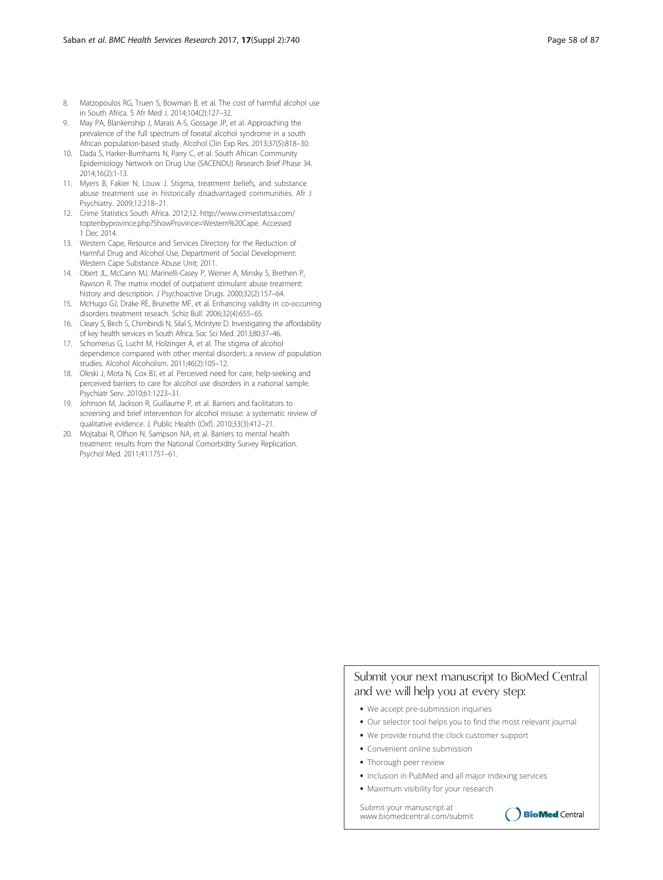8. Matzopoulos RG, Truen S, Bowman B, et al. The cost of harmful alcohol use in South Africa. S Afr Med J. 2014;104(2):127–32.
9. May PA, Blankenship J, Marais A-S, Gossage JP, et al. Approaching the prevalence of the full spectrum of foeatal alcohol syndrome in a south African population-based study. Alcohol Clin Exp Res. 2013;37(5):818–30.
10. Dada S, Harker-Burnhams N, Parry C, et al. South African Community Epidemiology Network on Drug Use (SACENDU) Research Brief Phase 34. 2014;16(2):1-13.
11. Myers B, Fakier N, Louw J. Stigma, treatment beliefs, and substance abuse treatment use in historically disadvantaged communities. Afr J Psychiatry. 2009;12:218–21.
12. Crime Statistics South Africa. 2012;12. http://www.crimestatssa.com/toptenbyprovince.php?ShowProvince=Western%20Cape. Accessed 1 Dec 2014.
13. Western Cape, Resource and Services Directory for the Reduction of Harmful Drug and Alcohol Use, Department of Social Development: Western Cape Substance Abuse Unit; 2011.
14. Obert JL, McCann MJ, Marinelli-Casey P, Weiner A, Minsky S, Brethen P, Rawson R. The matrix model of outpatient stimulant abuse treatment: history and description. J Psychoactive Drugs. 2000;32(2):157–64.
15. McHugo GJ, Drake RE, Brunette MF, et al. Enhancing validity in co-occurring disorders treatment reseach. Schiz Bull. 2006;32(4):655–65.
16. Cleary S, Birch S, Chimbindi N, Silal S, McIntyre D. Investigating the affordability of key health services in South Africa. Soc Sci Med. 2013;80:37–46.
17. Schomerus G, Lucht M, Holzinger A, et al. The stigma of alcohol dependence compared with other mental disorders: a review of population studies. Alcohol Alcoholism. 2011;46(2):105–12.
18. Oleski J, Mota N, Cox BJ, et al. Perceived need for care, help-seeking and perceived barriers to care for alcohol use disorders in a national sample. Psychiatr Serv. 2010;61:1223–31.
19. Johnson M, Jackson R, Guillaume P, et al. Barriers and facilitators to screening and brief intervention for alcohol misuse: a systematic review of qualitative evidence. J. Public Health (Oxf). 2010;33(3):412–21.
20. Mojtabai R, Olfson N, Sampson NA, et al. Barriers to mental health treatment: results from the National Comorbidity Survey Replication. Psychol Med. 2011;41:1751–61.

Submit your next manuscript to BioMed Central and we will help you at every step:

- We accept pre-submission inquiries
- Our selector tool helps you to find the most relevant journal
- We provide round the clock customer support
- Convenient online submission
- Thorough peer review
- Inclusion in PubMed and all major indexing services
- Maximum visibility for your research

Submit your manuscript at www.biomedcentral.com/submit

BioMed Central